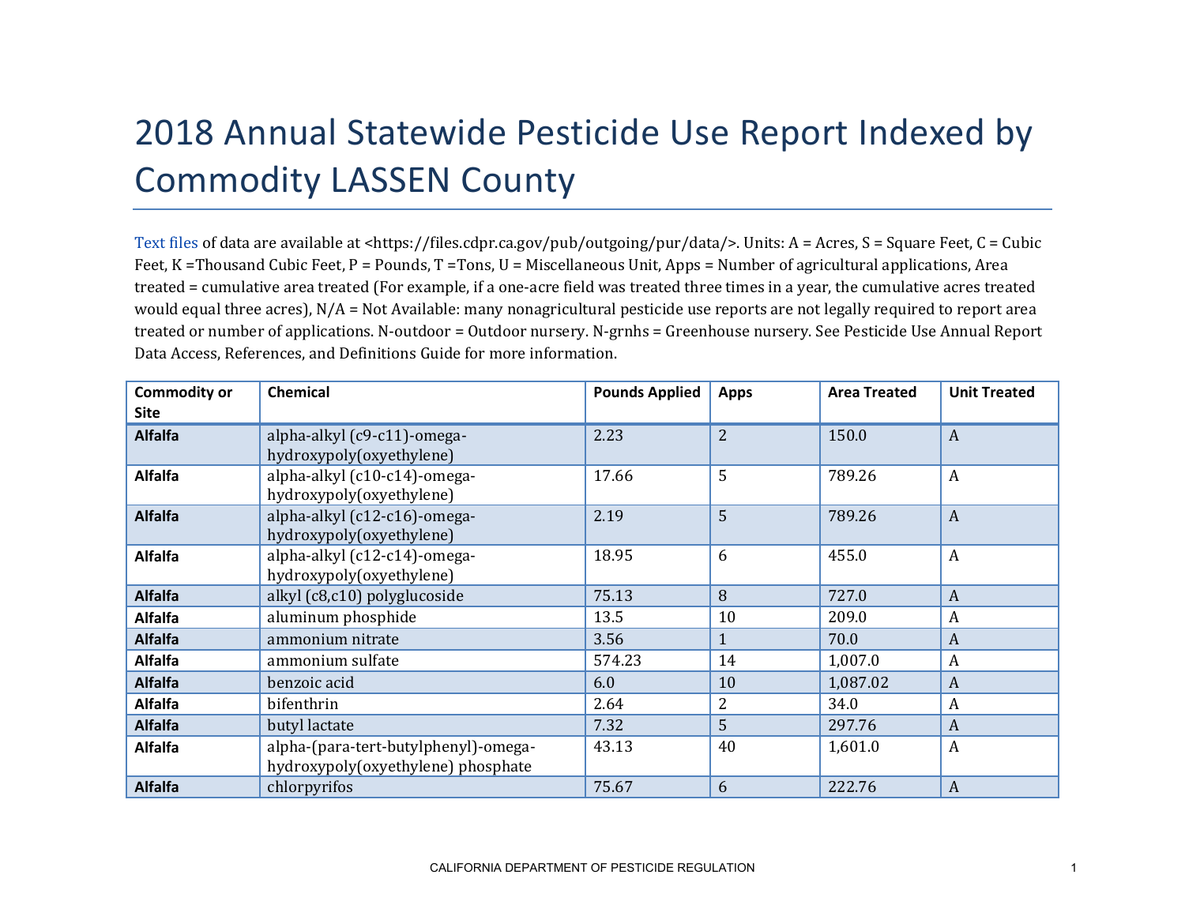# 2018 Annual Statewide Pesticide Use Report Indexed by Commodity LASSEN County

Text files of data are available at <https://files.cdpr.ca.gov/pub/outgoing/pur/data/>. Units: A = Acres, S = Square Feet, C = Cubic Feet, K =Thousand Cubic Feet, P = Pounds, T =Tons, U = Miscellaneous Unit, Apps = Number of agricultural applications, Area treated = cumulative area treated (For example, if a one-acre field was treated three times in a year, the cumulative acres treated would equal three acres), N/A = Not Available: many nonagricultural pesticide use reports are not legally required to report area treated or number of applications. N-outdoor = Outdoor nursery. N-grnhs = Greenhouse nursery. See Pesticide Use Annual Report Data Access, References, and Definitions Guide for more information.

| Commodity or Site | Chemical | Pounds Applied | Apps | Area Treated | Unit Treated |
|---|---|---|---|---|---|
| **Alfalfa** | alpha-alkyl (c9-c11)-omega-hydroxypoly(oxyethylene) | 2.23 | 2 | 150.0 | A |
| **Alfalfa** | alpha-alkyl (c10-c14)-omega-hydroxypoly(oxyethylene) | 17.66 | 5 | 789.26 | A |
| **Alfalfa** | alpha-alkyl (c12-c16)-omega-hydroxypoly(oxyethylene) | 2.19 | 5 | 789.26 | A |
| **Alfalfa** | alpha-alkyl (c12-c14)-omega-hydroxypoly(oxyethylene) | 18.95 | 6 | 455.0 | A |
| **Alfalfa** | alkyl (c8,c10) polyglucoside | 75.13 | 8 | 727.0 | A |
| **Alfalfa** | aluminum phosphide | 13.5 | 10 | 209.0 | A |
| **Alfalfa** | ammonium nitrate | 3.56 | 1 | 70.0 | A |
| **Alfalfa** | ammonium sulfate | 574.23 | 14 | 1,007.0 | A |
| **Alfalfa** | benzoic acid | 6.0 | 10 | 1,087.02 | A |
| **Alfalfa** | bifenthrin | 2.64 | 2 | 34.0 | A |
| **Alfalfa** | butyl lactate | 7.32 | 5 | 297.76 | A |
| **Alfalfa** | alpha-(para-tert-butylphenyl)-omega-hydroxypoly(oxyethylene) phosphate | 43.13 | 40 | 1,601.0 | A |
| **Alfalfa** | chlorpyrifos | 75.67 | 6 | 222.76 | A |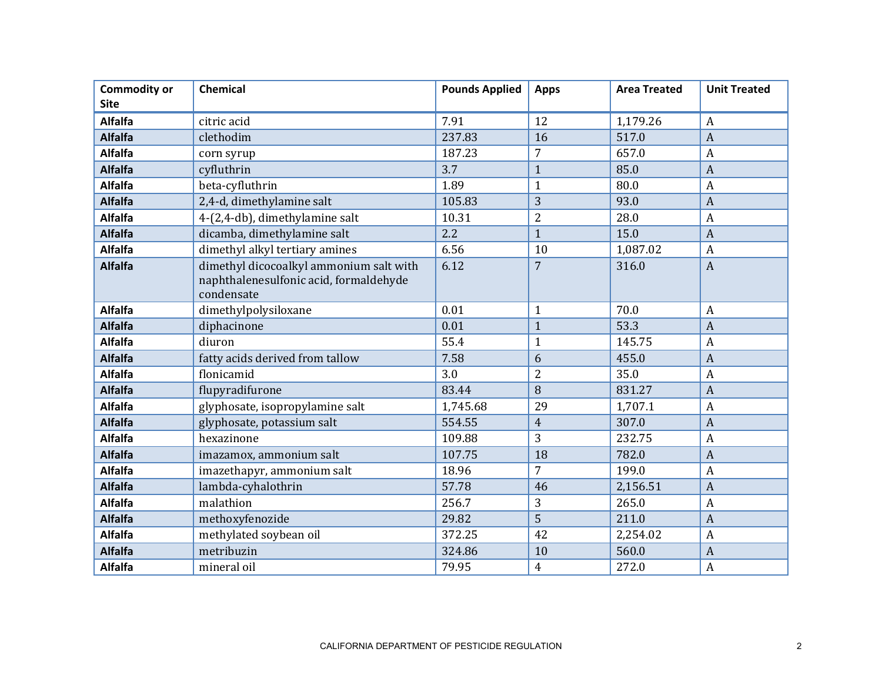| Commodity or Site | Chemical | Pounds Applied | Apps | Area Treated | Unit Treated |
|---|---|---|---|---|---|
| **Alfalfa** | citric acid | 7.91 | 12 | 1,179.26 | A |
| **Alfalfa** | clethodim | 237.83 | 16 | 517.0 | A |
| **Alfalfa** | corn syrup | 187.23 | 7 | 657.0 | A |
| **Alfalfa** | cyfluthrin | 3.7 | 1 | 85.0 | A |
| **Alfalfa** | beta-cyfluthrin | 1.89 | 1 | 80.0 | A |
| **Alfalfa** | 2,4-d, dimethylamine salt | 105.83 | 3 | 93.0 | A |
| **Alfalfa** | 4-(2,4-db), dimethylamine salt | 10.31 | 2 | 28.0 | A |
| **Alfalfa** | dicamba, dimethylamine salt | 2.2 | 1 | 15.0 | A |
| **Alfalfa** | dimethyl alkyl tertiary amines | 6.56 | 10 | 1,087.02 | A |
| **Alfalfa** | dimethyl dicocoalkyl ammonium salt with naphthalenesulfonic acid, formaldehyde condensate | 6.12 | 7 | 316.0 | A |
| **Alfalfa** | dimethylpolysiloxane | 0.01 | 1 | 70.0 | A |
| **Alfalfa** | diphacinone | 0.01 | 1 | 53.3 | A |
| **Alfalfa** | diuron | 55.4 | 1 | 145.75 | A |
| **Alfalfa** | fatty acids derived from tallow | 7.58 | 6 | 455.0 | A |
| **Alfalfa** | flonicamid | 3.0 | 2 | 35.0 | A |
| **Alfalfa** | flupyradifurone | 83.44 | 8 | 831.27 | A |
| **Alfalfa** | glyphosate, isopropylamine salt | 1,745.68 | 29 | 1,707.1 | A |
| **Alfalfa** | glyphosate, potassium salt | 554.55 | 4 | 307.0 | A |
| **Alfalfa** | hexazinone | 109.88 | 3 | 232.75 | A |
| **Alfalfa** | imazamox, ammonium salt | 107.75 | 18 | 782.0 | A |
| **Alfalfa** | imazethapyr, ammonium salt | 18.96 | 7 | 199.0 | A |
| **Alfalfa** | lambda-cyhalothrin | 57.78 | 46 | 2,156.51 | A |
| **Alfalfa** | malathion | 256.7 | 3 | 265.0 | A |
| **Alfalfa** | methoxyfenozide | 29.82 | 5 | 211.0 | A |
| **Alfalfa** | methylated soybean oil | 372.25 | 42 | 2,254.02 | A |
| **Alfalfa** | metribuzin | 324.86 | 10 | 560.0 | A |
| **Alfalfa** | mineral oil | 79.95 | 4 | 272.0 | A |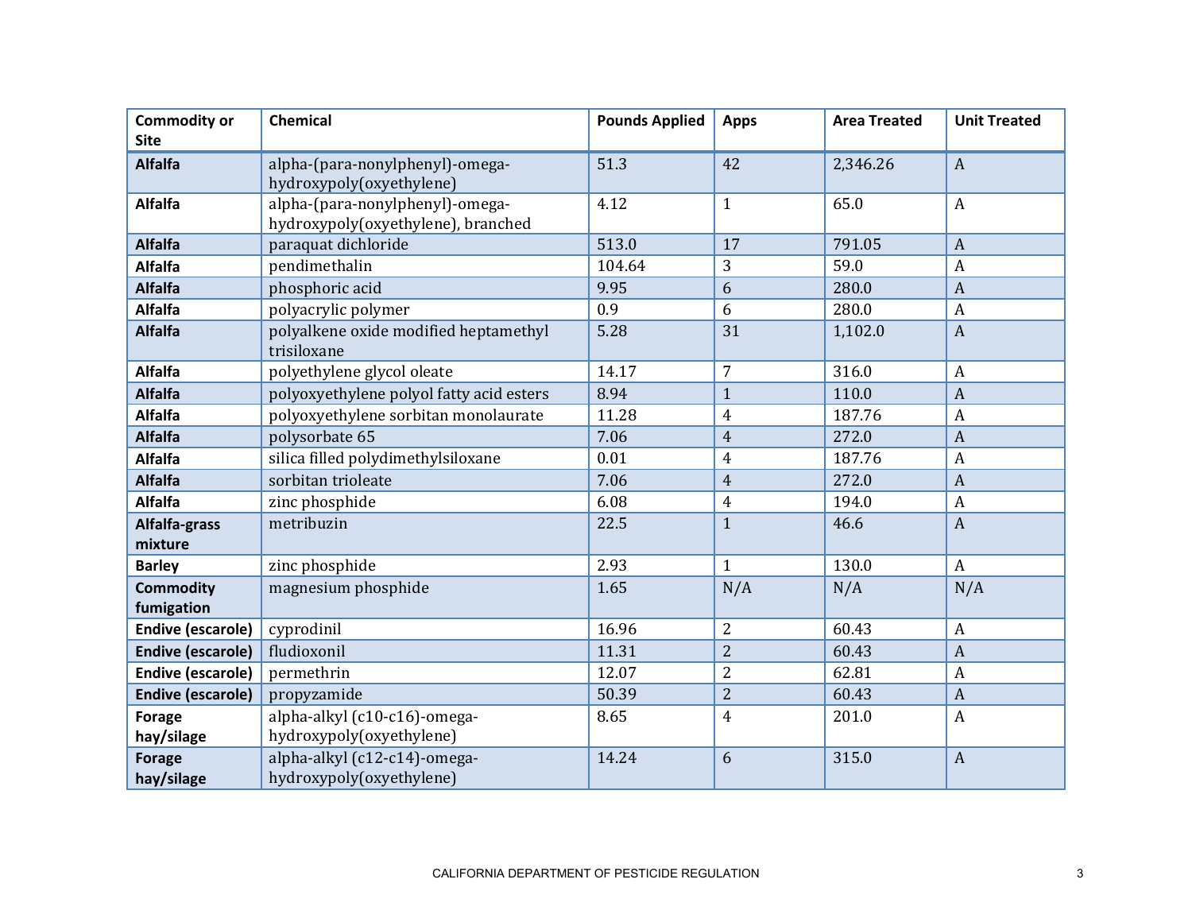| Commodity or Site | Chemical | Pounds Applied | Apps | Area Treated | Unit Treated |
|---|---|---|---|---|---|
| **Alfalfa** | alpha-(para-nonylphenyl)-omega-hydroxypoly(oxyethylene) | 51.3 | 42 | 2,346.26 | A |
| **Alfalfa** | alpha-(para-nonylphenyl)-omega-hydroxypoly(oxyethylene), branched | 4.12 | 1 | 65.0 | A |
| **Alfalfa** | paraquat dichloride | 513.0 | 17 | 791.05 | A |
| **Alfalfa** | pendimethalin | 104.64 | 3 | 59.0 | A |
| **Alfalfa** | phosphoric acid | 9.95 | 6 | 280.0 | A |
| **Alfalfa** | polyacrylic polymer | 0.9 | 6 | 280.0 | A |
| **Alfalfa** | polyalkene oxide modified heptamethyl trisiloxane | 5.28 | 31 | 1,102.0 | A |
| **Alfalfa** | polyethylene glycol oleate | 14.17 | 7 | 316.0 | A |
| **Alfalfa** | polyoxyethylene polyol fatty acid esters | 8.94 | 1 | 110.0 | A |
| **Alfalfa** | polyoxyethylene sorbitan monolaurate | 11.28 | 4 | 187.76 | A |
| **Alfalfa** | polysorbate 65 | 7.06 | 4 | 272.0 | A |
| **Alfalfa** | silica filled polydimethylsiloxane | 0.01 | 4 | 187.76 | A |
| **Alfalfa** | sorbitan trioleate | 7.06 | 4 | 272.0 | A |
| **Alfalfa** | zinc phosphide | 6.08 | 4 | 194.0 | A |
| **Alfalfa-grass mixture** | metribuzin | 22.5 | 1 | 46.6 | A |
| **Barley** | zinc phosphide | 2.93 | 1 | 130.0 | A |
| **Commodity fumigation** | magnesium phosphide | 1.65 | N/A | N/A | N/A |
| **Endive (escarole)** | cyprodinil | 16.96 | 2 | 60.43 | A |
| **Endive (escarole)** | fludioxonil | 11.31 | 2 | 60.43 | A |
| **Endive (escarole)** | permethrin | 12.07 | 2 | 62.81 | A |
| **Endive (escarole)** | propyzamide | 50.39 | 2 | 60.43 | A |
| **Forage hay/silage** | alpha-alkyl (c10-c16)-omega-hydroxypoly(oxyethylene) | 8.65 | 4 | 201.0 | A |
| **Forage hay/silage** | alpha-alkyl (c12-c14)-omega-hydroxypoly(oxyethylene) | 14.24 | 6 | 315.0 | A |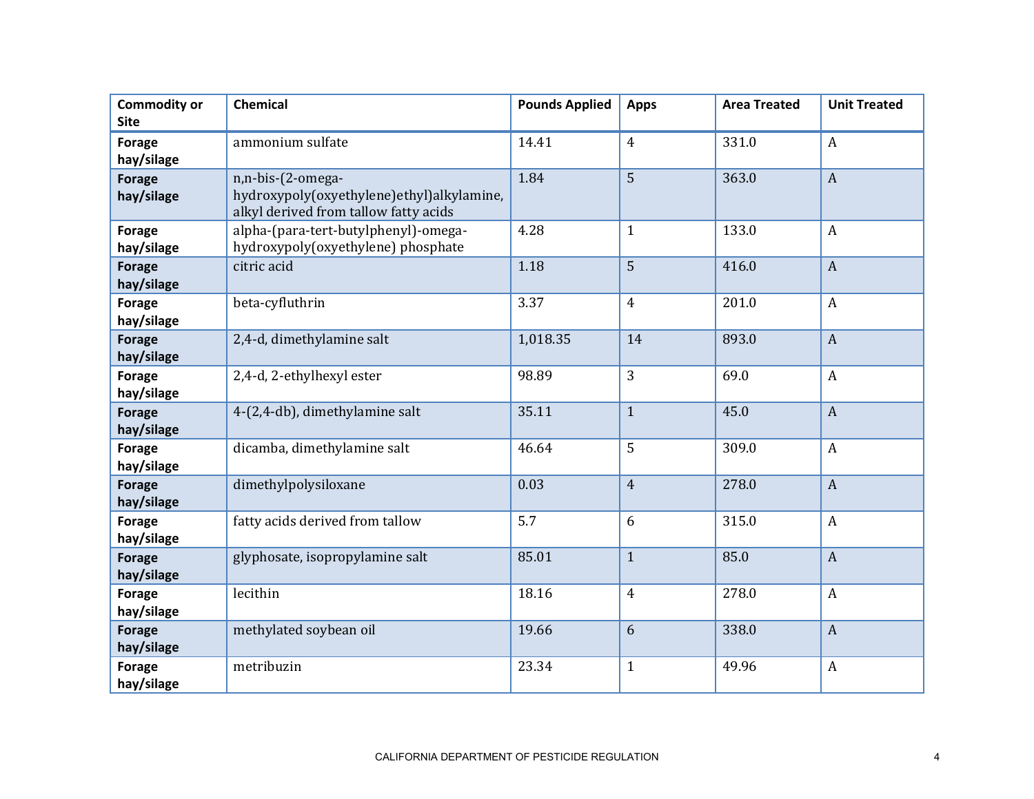| Commodity or Site | Chemical | Pounds Applied | Apps | Area Treated | Unit Treated |
| --- | --- | --- | --- | --- | --- |
| **Forage hay/silage** | ammonium sulfate | 14.41 | 4 | 331.0 | A |
| **Forage hay/silage** | n,n-bis-(2-omega-hydroxypoly(oxyethylene)ethyl)alkylamine, alkyl derived from tallow fatty acids | 1.84 | 5 | 363.0 | A |
| **Forage hay/silage** | alpha-(para-tert-butylphenyl)-omega-hydroxypoly(oxyethylene) phosphate | 4.28 | 1 | 133.0 | A |
| **Forage hay/silage** | citric acid | 1.18 | 5 | 416.0 | A |
| **Forage hay/silage** | beta-cyfluthrin | 3.37 | 4 | 201.0 | A |
| **Forage hay/silage** | 2,4-d, dimethylamine salt | 1,018.35 | 14 | 893.0 | A |
| **Forage hay/silage** | 2,4-d, 2-ethylhexyl ester | 98.89 | 3 | 69.0 | A |
| **Forage hay/silage** | 4-(2,4-db), dimethylamine salt | 35.11 | 1 | 45.0 | A |
| **Forage hay/silage** | dicamba, dimethylamine salt | 46.64 | 5 | 309.0 | A |
| **Forage hay/silage** | dimethylpolysiloxane | 0.03 | 4 | 278.0 | A |
| **Forage hay/silage** | fatty acids derived from tallow | 5.7 | 6 | 315.0 | A |
| **Forage hay/silage** | glyphosate, isopropylamine salt | 85.01 | 1 | 85.0 | A |
| **Forage hay/silage** | lecithin | 18.16 | 4 | 278.0 | A |
| **Forage hay/silage** | methylated soybean oil | 19.66 | 6 | 338.0 | A |
| **Forage hay/silage** | metribuzin | 23.34 | 1 | 49.96 | A |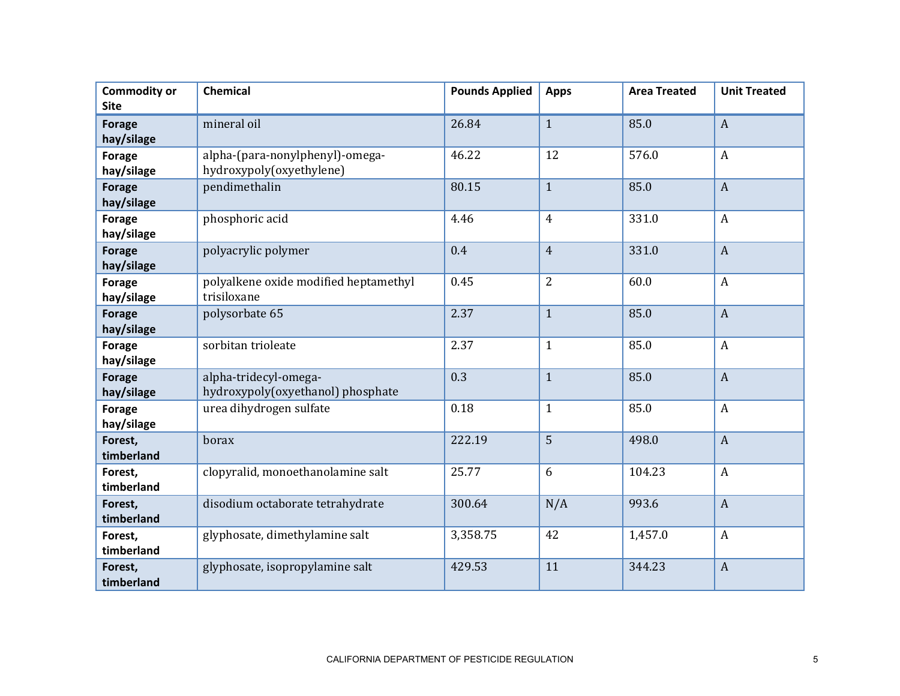| Commodity or Site | Chemical | Pounds Applied | Apps | Area Treated | Unit Treated |
|---|---|---|---|---|---|
| **Forage hay/silage** | mineral oil | 26.84 | 1 | 85.0 | A |
| **Forage hay/silage** | alpha-(para-nonylphenyl)-omega-hydroxypoly(oxyethylene) | 46.22 | 12 | 576.0 | A |
| **Forage hay/silage** | pendimethalin | 80.15 | 1 | 85.0 | A |
| **Forage hay/silage** | phosphoric acid | 4.46 | 4 | 331.0 | A |
| **Forage hay/silage** | polyacrylic polymer | 0.4 | 4 | 331.0 | A |
| **Forage hay/silage** | polyalkene oxide modified heptamethyl trisiloxane | 0.45 | 2 | 60.0 | A |
| **Forage hay/silage** | polysorbate 65 | 2.37 | 1 | 85.0 | A |
| **Forage hay/silage** | sorbitan trioleate | 2.37 | 1 | 85.0 | A |
| **Forage hay/silage** | alpha-tridecyl-omega-hydroxypoly(oxyethanol) phosphate | 0.3 | 1 | 85.0 | A |
| **Forage hay/silage** | urea dihydrogen sulfate | 0.18 | 1 | 85.0 | A |
| **Forest, timberland** | borax | 222.19 | 5 | 498.0 | A |
| **Forest, timberland** | clopyralid, monoethanolamine salt | 25.77 | 6 | 104.23 | A |
| **Forest, timberland** | disodium octaborate tetrahydrate | 300.64 | N/A | 993.6 | A |
| **Forest, timberland** | glyphosate, dimethylamine salt | 3,358.75 | 42 | 1,457.0 | A |
| **Forest, timberland** | glyphosate, isopropylamine salt | 429.53 | 11 | 344.23 | A |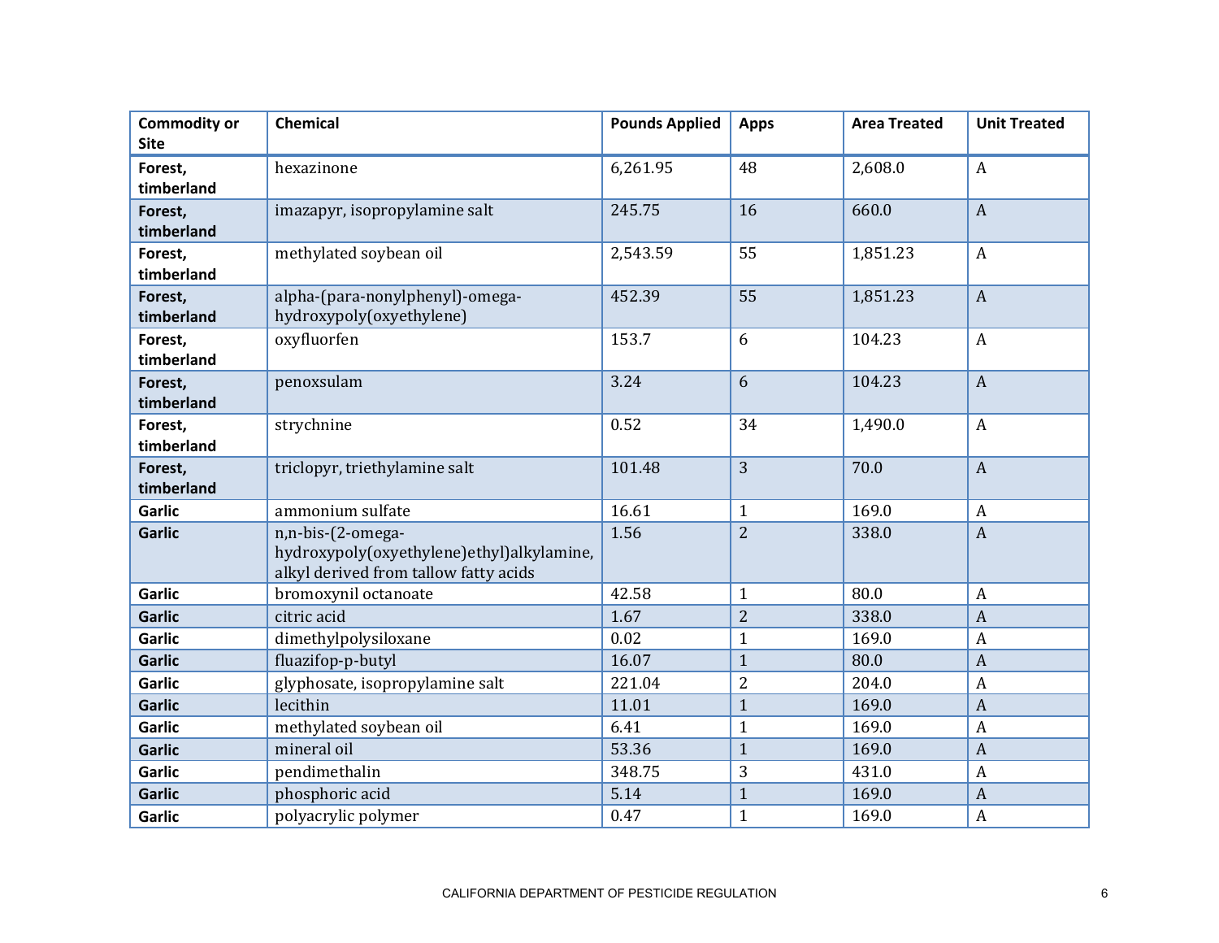| Commodity or Site | Chemical | Pounds Applied | Apps | Area Treated | Unit Treated |
|---|---|---|---|---|---|
| **Forest, timberland** | hexazinone | 6,261.95 | 48 | 2,608.0 | A |
| **Forest, timberland** | imazapyr, isopropylamine salt | 245.75 | 16 | 660.0 | A |
| **Forest, timberland** | methylated soybean oil | 2,543.59 | 55 | 1,851.23 | A |
| **Forest, timberland** | alpha-(para-nonylphenyl)-omega-hydroxypoly(oxyethylene) | 452.39 | 55 | 1,851.23 | A |
| **Forest, timberland** | oxyfluorfen | 153.7 | 6 | 104.23 | A |
| **Forest, timberland** | penoxsulam | 3.24 | 6 | 104.23 | A |
| **Forest, timberland** | strychnine | 0.52 | 34 | 1,490.0 | A |
| **Forest, timberland** | triclopyr, triethylamine salt | 101.48 | 3 | 70.0 | A |
| **Garlic** | ammonium sulfate | 16.61 | 1 | 169.0 | A |
| **Garlic** | n,n-bis-(2-omega-hydroxypoly(oxyethylene)ethyl)alkylamine, alkyl derived from tallow fatty acids | 1.56 | 2 | 338.0 | A |
| **Garlic** | bromoxynil octanoate | 42.58 | 1 | 80.0 | A |
| **Garlic** | citric acid | 1.67 | 2 | 338.0 | A |
| **Garlic** | dimethylpolysiloxane | 0.02 | 1 | 169.0 | A |
| **Garlic** | fluazifop-p-butyl | 16.07 | 1 | 80.0 | A |
| **Garlic** | glyphosate, isopropylamine salt | 221.04 | 2 | 204.0 | A |
| **Garlic** | lecithin | 11.01 | 1 | 169.0 | A |
| **Garlic** | methylated soybean oil | 6.41 | 1 | 169.0 | A |
| **Garlic** | mineral oil | 53.36 | 1 | 169.0 | A |
| **Garlic** | pendimethalin | 348.75 | 3 | 431.0 | A |
| **Garlic** | phosphoric acid | 5.14 | 1 | 169.0 | A |
| **Garlic** | polyacrylic polymer | 0.47 | 1 | 169.0 | A |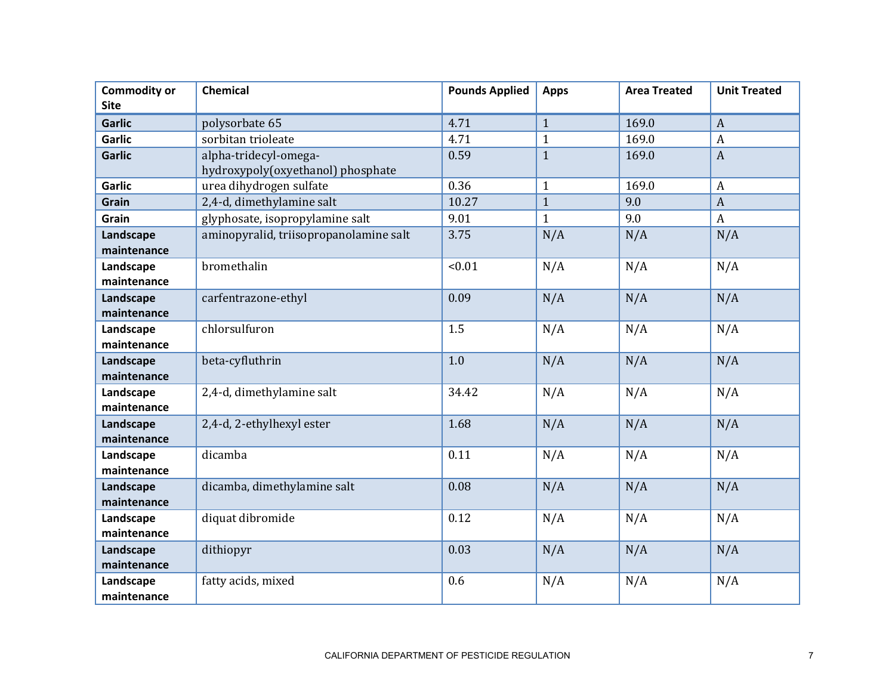| Commodity or Site | Chemical | Pounds Applied | Apps | Area Treated | Unit Treated |
|---|---|---|---|---|---|
| **Garlic** | polysorbate 65 | 4.71 | 1 | 169.0 | A |
| **Garlic** | sorbitan trioleate | 4.71 | 1 | 169.0 | A |
| **Garlic** | alpha-tridecyl-omega-hydroxypoly(oxyethanol) phosphate | 0.59 | 1 | 169.0 | A |
| **Garlic** | urea dihydrogen sulfate | 0.36 | 1 | 169.0 | A |
| **Grain** | 2,4-d, dimethylamine salt | 10.27 | 1 | 9.0 | A |
| **Grain** | glyphosate, isopropylamine salt | 9.01 | 1 | 9.0 | A |
| **Landscape maintenance** | aminopyralid, triisopropanolamine salt | 3.75 | N/A | N/A | N/A |
| **Landscape maintenance** | bromethalin | <0.01 | N/A | N/A | N/A |
| **Landscape maintenance** | carfentrazone-ethyl | 0.09 | N/A | N/A | N/A |
| **Landscape maintenance** | chlorsulfuron | 1.5 | N/A | N/A | N/A |
| **Landscape maintenance** | beta-cyfluthrin | 1.0 | N/A | N/A | N/A |
| **Landscape maintenance** | 2,4-d, dimethylamine salt | 34.42 | N/A | N/A | N/A |
| **Landscape maintenance** | 2,4-d, 2-ethylhexyl ester | 1.68 | N/A | N/A | N/A |
| **Landscape maintenance** | dicamba | 0.11 | N/A | N/A | N/A |
| **Landscape maintenance** | dicamba, dimethylamine salt | 0.08 | N/A | N/A | N/A |
| **Landscape maintenance** | diquat dibromide | 0.12 | N/A | N/A | N/A |
| **Landscape maintenance** | dithiopyr | 0.03 | N/A | N/A | N/A |
| **Landscape maintenance** | fatty acids, mixed | 0.6 | N/A | N/A | N/A |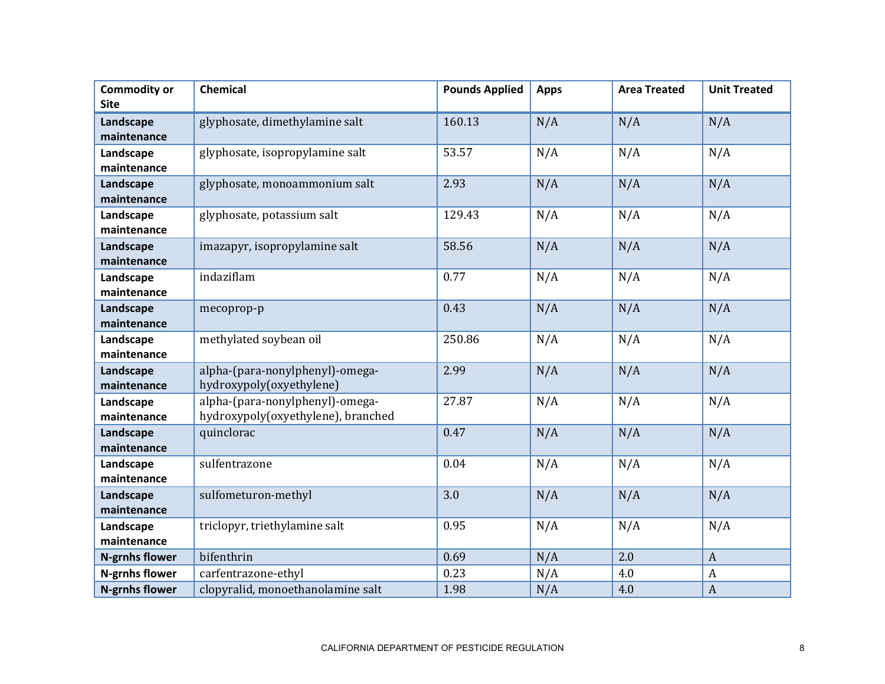| Commodity or Site | Chemical | Pounds Applied | Apps | Area Treated | Unit Treated |
|---|---|---|---|---|---|
| **Landscape maintenance** | glyphosate, dimethylamine salt | 160.13 | N/A | N/A | N/A |
| **Landscape maintenance** | glyphosate, isopropylamine salt | 53.57 | N/A | N/A | N/A |
| **Landscape maintenance** | glyphosate, monoammonium salt | 2.93 | N/A | N/A | N/A |
| **Landscape maintenance** | glyphosate, potassium salt | 129.43 | N/A | N/A | N/A |
| **Landscape maintenance** | imazapyr, isopropylamine salt | 58.56 | N/A | N/A | N/A |
| **Landscape maintenance** | indaziflam | 0.77 | N/A | N/A | N/A |
| **Landscape maintenance** | mecoprop-p | 0.43 | N/A | N/A | N/A |
| **Landscape maintenance** | methylated soybean oil | 250.86 | N/A | N/A | N/A |
| **Landscape maintenance** | alpha-(para-nonylphenyl)-omega-hydroxypoly(oxyethylene) | 2.99 | N/A | N/A | N/A |
| **Landscape maintenance** | alpha-(para-nonylphenyl)-omega-hydroxypoly(oxyethylene), branched | 27.87 | N/A | N/A | N/A |
| **Landscape maintenance** | quinclorac | 0.47 | N/A | N/A | N/A |
| **Landscape maintenance** | sulfentrazone | 0.04 | N/A | N/A | N/A |
| **Landscape maintenance** | sulfometuron-methyl | 3.0 | N/A | N/A | N/A |
| **Landscape maintenance** | triclopyr, triethylamine salt | 0.95 | N/A | N/A | N/A |
| **N-grnhs flower** | bifenthrin | 0.69 | N/A | 2.0 | A |
| **N-grnhs flower** | carfentrazone-ethyl | 0.23 | N/A | 4.0 | A |
| **N-grnhs flower** | clopyralid, monoethanolamine salt | 1.98 | N/A | 4.0 | A |

CALIFORNIA DEPARTMENT OF PESTICIDE REGULATION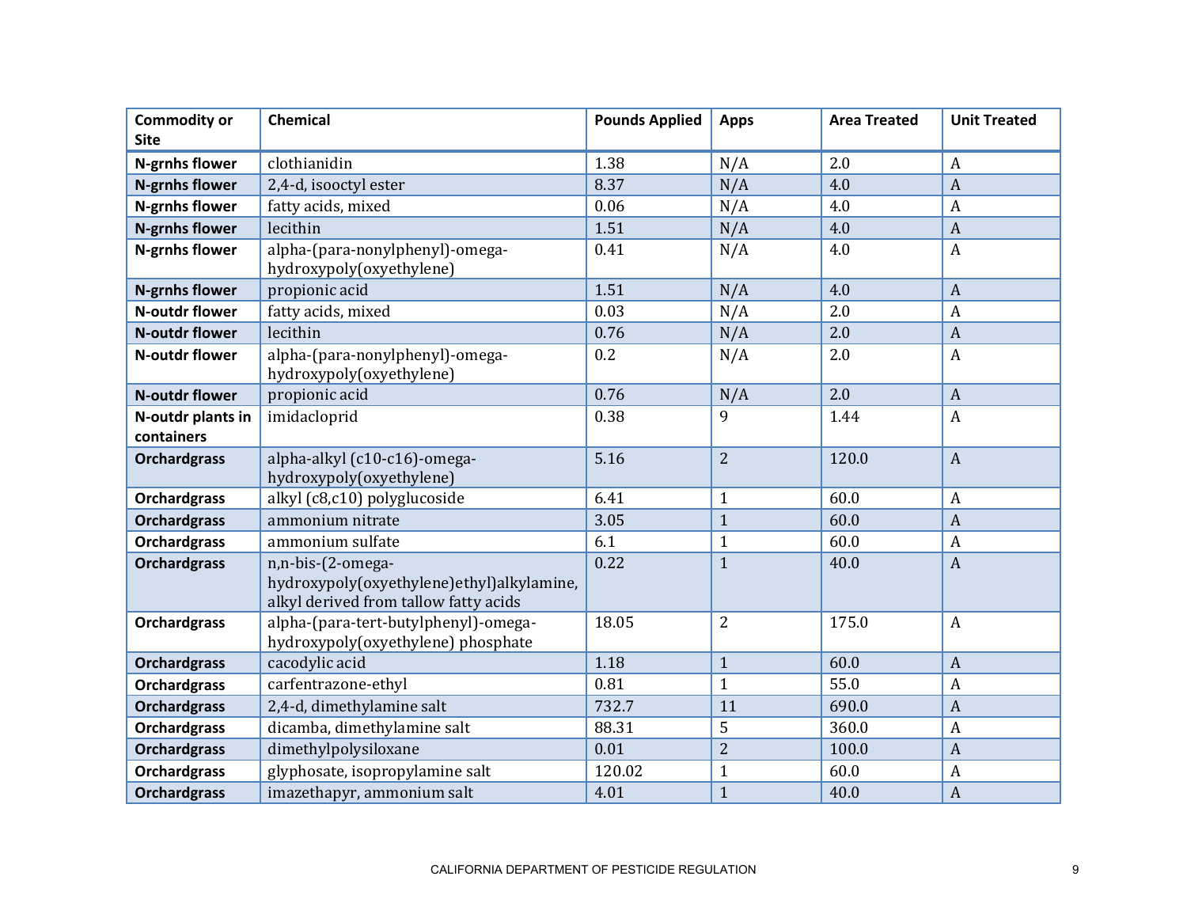| Commodity or Site | Chemical | Pounds Applied | Apps | Area Treated | Unit Treated |
|---|---|---|---|---|---|
| **N-grnhs flower** | clothianidin | 1.38 | N/A | 2.0 | A |
| **N-grnhs flower** | 2,4-d, isooctyl ester | 8.37 | N/A | 4.0 | A |
| **N-grnhs flower** | fatty acids, mixed | 0.06 | N/A | 4.0 | A |
| **N-grnhs flower** | lecithin | 1.51 | N/A | 4.0 | A |
| **N-grnhs flower** | alpha-(para-nonylphenyl)-omega-hydroxypoly(oxyethylene) | 0.41 | N/A | 4.0 | A |
| **N-grnhs flower** | propionic acid | 1.51 | N/A | 4.0 | A |
| **N-outdr flower** | fatty acids, mixed | 0.03 | N/A | 2.0 | A |
| **N-outdr flower** | lecithin | 0.76 | N/A | 2.0 | A |
| **N-outdr flower** | alpha-(para-nonylphenyl)-omega-hydroxypoly(oxyethylene) | 0.2 | N/A | 2.0 | A |
| **N-outdr flower** | propionic acid | 0.76 | N/A | 2.0 | A |
| **N-outdr plants in containers** | imidacloprid | 0.38 | 9 | 1.44 | A |
| **Orchardgrass** | alpha-alkyl (c10-c16)-omega-hydroxypoly(oxyethylene) | 5.16 | 2 | 120.0 | A |
| **Orchardgrass** | alkyl (c8,c10) polyglucoside | 6.41 | 1 | 60.0 | A |
| **Orchardgrass** | ammonium nitrate | 3.05 | 1 | 60.0 | A |
| **Orchardgrass** | ammonium sulfate | 6.1 | 1 | 60.0 | A |
| **Orchardgrass** | n,n-bis-(2-omega-hydroxypoly(oxyethylene)ethyl)alkylamine, alkyl derived from tallow fatty acids | 0.22 | 1 | 40.0 | A |
| **Orchardgrass** | alpha-(para-tert-butylphenyl)-omega-hydroxypoly(oxyethylene) phosphate | 18.05 | 2 | 175.0 | A |
| **Orchardgrass** | cacodylic acid | 1.18 | 1 | 60.0 | A |
| **Orchardgrass** | carfentrazone-ethyl | 0.81 | 1 | 55.0 | A |
| **Orchardgrass** | 2,4-d, dimethylamine salt | 732.7 | 11 | 690.0 | A |
| **Orchardgrass** | dicamba, dimethylamine salt | 88.31 | 5 | 360.0 | A |
| **Orchardgrass** | dimethylpolysiloxane | 0.01 | 2 | 100.0 | A |
| **Orchardgrass** | glyphosate, isopropylamine salt | 120.02 | 1 | 60.0 | A |
| **Orchardgrass** | imazethapyr, ammonium salt | 4.01 | 1 | 40.0 | A |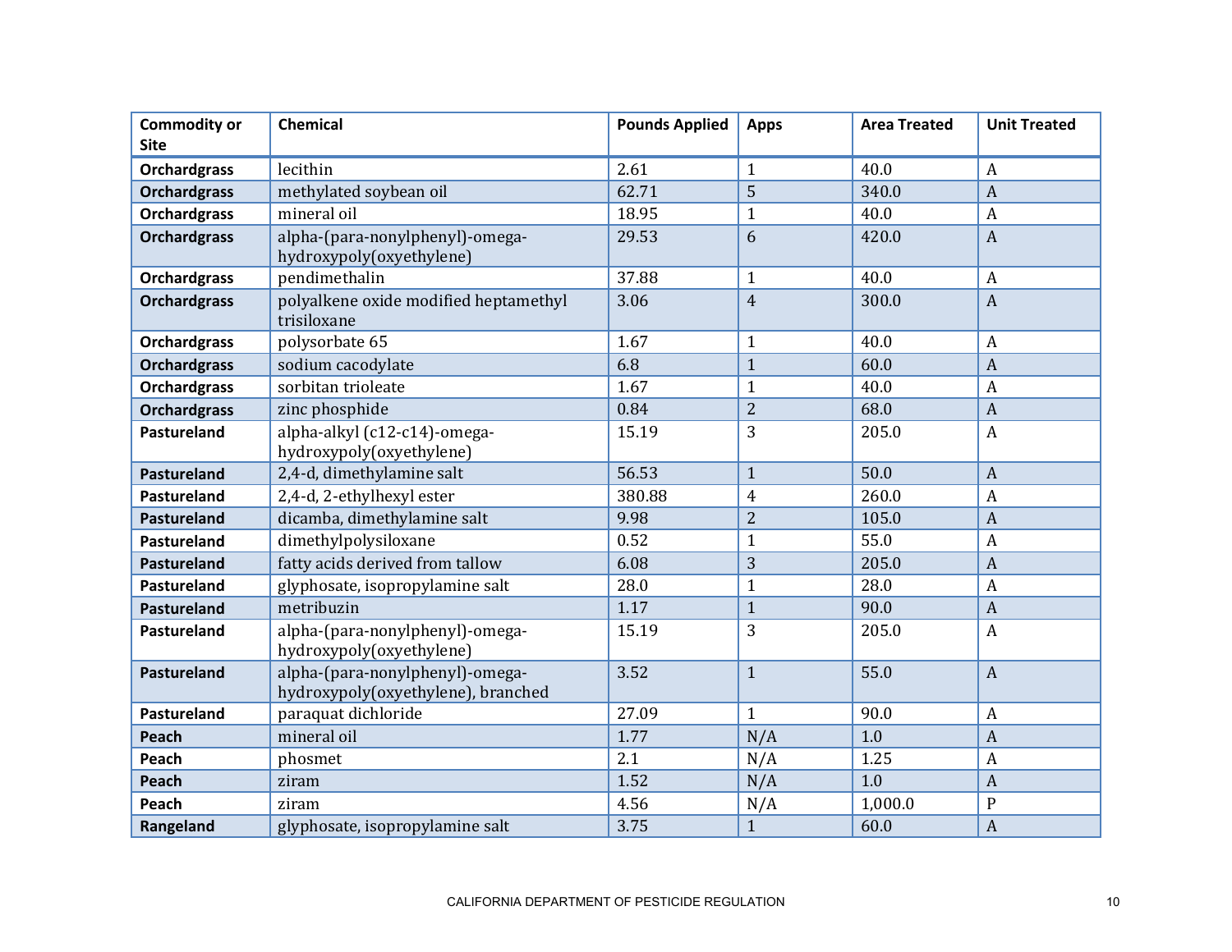| Commodity or Site | Chemical | Pounds Applied | Apps | Area Treated | Unit Treated |
|---|---|---|---|---|---|
| **Orchardgrass** | lecithin | 2.61 | 1 | 40.0 | A |
| **Orchardgrass** | methylated soybean oil | 62.71 | 5 | 340.0 | A |
| **Orchardgrass** | mineral oil | 18.95 | 1 | 40.0 | A |
| **Orchardgrass** | alpha-(para-nonylphenyl)-omega-hydroxypoly(oxyethylene) | 29.53 | 6 | 420.0 | A |
| **Orchardgrass** | pendimethalin | 37.88 | 1 | 40.0 | A |
| **Orchardgrass** | polyalkene oxide modified heptamethyl trisiloxane | 3.06 | 4 | 300.0 | A |
| **Orchardgrass** | polysorbate 65 | 1.67 | 1 | 40.0 | A |
| **Orchardgrass** | sodium cacodylate | 6.8 | 1 | 60.0 | A |
| **Orchardgrass** | sorbitan trioleate | 1.67 | 1 | 40.0 | A |
| **Orchardgrass** | zinc phosphide | 0.84 | 2 | 68.0 | A |
| **Pastureland** | alpha-alkyl (c12-c14)-omega-hydroxypoly(oxyethylene) | 15.19 | 3 | 205.0 | A |
| **Pastureland** | 2,4-d, dimethylamine salt | 56.53 | 1 | 50.0 | A |
| **Pastureland** | 2,4-d, 2-ethylhexyl ester | 380.88 | 4 | 260.0 | A |
| **Pastureland** | dicamba, dimethylamine salt | 9.98 | 2 | 105.0 | A |
| **Pastureland** | dimethylpolysiloxane | 0.52 | 1 | 55.0 | A |
| **Pastureland** | fatty acids derived from tallow | 6.08 | 3 | 205.0 | A |
| **Pastureland** | glyphosate, isopropylamine salt | 28.0 | 1 | 28.0 | A |
| **Pastureland** | metribuzin | 1.17 | 1 | 90.0 | A |
| **Pastureland** | alpha-(para-nonylphenyl)-omega-hydroxypoly(oxyethylene) | 15.19 | 3 | 205.0 | A |
| **Pastureland** | alpha-(para-nonylphenyl)-omega-hydroxypoly(oxyethylene), branched | 3.52 | 1 | 55.0 | A |
| **Pastureland** | paraquat dichloride | 27.09 | 1 | 90.0 | A |
| **Peach** | mineral oil | 1.77 | N/A | 1.0 | A |
| **Peach** | phosmet | 2.1 | N/A | 1.25 | A |
| **Peach** | ziram | 1.52 | N/A | 1.0 | A |
| **Peach** | ziram | 4.56 | N/A | 1,000.0 | P |
| **Rangeland** | glyphosate, isopropylamine salt | 3.75 | 1 | 60.0 | A |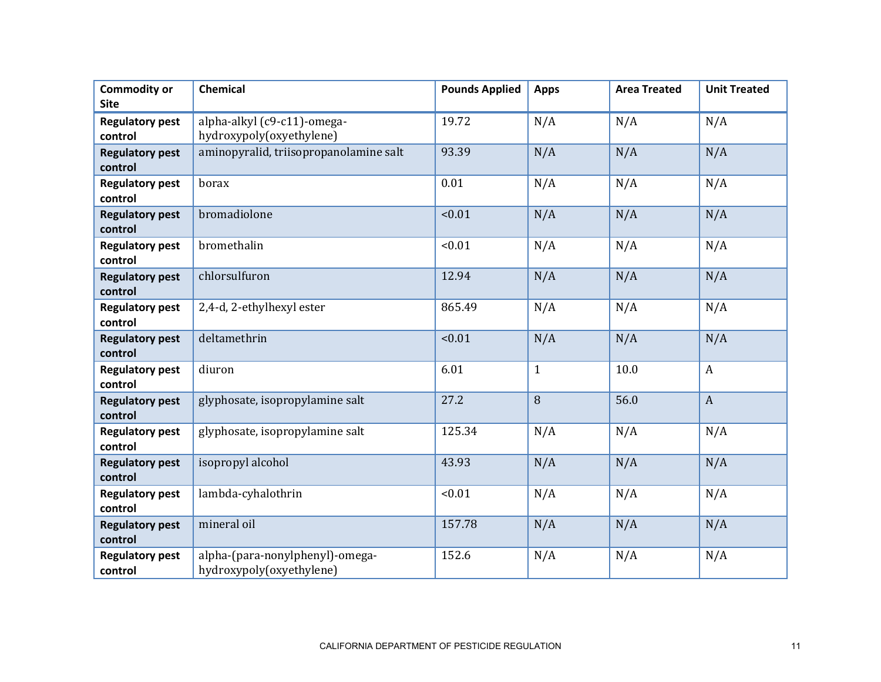| Commodity or Site | Chemical | Pounds Applied | Apps | Area Treated | Unit Treated |
|---|---|---|---|---|---|
| **Regulatory pest control** | alpha-alkyl (c9-c11)-omega-hydroxypoly(oxyethylene) | 19.72 | N/A | N/A | N/A |
| **Regulatory pest control** | aminopyralid, triisopropanolamine salt | 93.39 | N/A | N/A | N/A |
| **Regulatory pest control** | borax | 0.01 | N/A | N/A | N/A |
| **Regulatory pest control** | bromadiolone | <0.01 | N/A | N/A | N/A |
| **Regulatory pest control** | bromethalin | <0.01 | N/A | N/A | N/A |
| **Regulatory pest control** | chlorsulfuron | 12.94 | N/A | N/A | N/A |
| **Regulatory pest control** | 2,4-d, 2-ethylhexyl ester | 865.49 | N/A | N/A | N/A |
| **Regulatory pest control** | deltamethrin | <0.01 | N/A | N/A | N/A |
| **Regulatory pest control** | diuron | 6.01 | 1 | 10.0 | A |
| **Regulatory pest control** | glyphosate, isopropylamine salt | 27.2 | 8 | 56.0 | A |
| **Regulatory pest control** | glyphosate, isopropylamine salt | 125.34 | N/A | N/A | N/A |
| **Regulatory pest control** | isopropyl alcohol | 43.93 | N/A | N/A | N/A |
| **Regulatory pest control** | lambda-cyhalothrin | <0.01 | N/A | N/A | N/A |
| **Regulatory pest control** | mineral oil | 157.78 | N/A | N/A | N/A |
| **Regulatory pest control** | alpha-(para-nonylphenyl)-omega-hydroxypoly(oxyethylene) | 152.6 | N/A | N/A | N/A |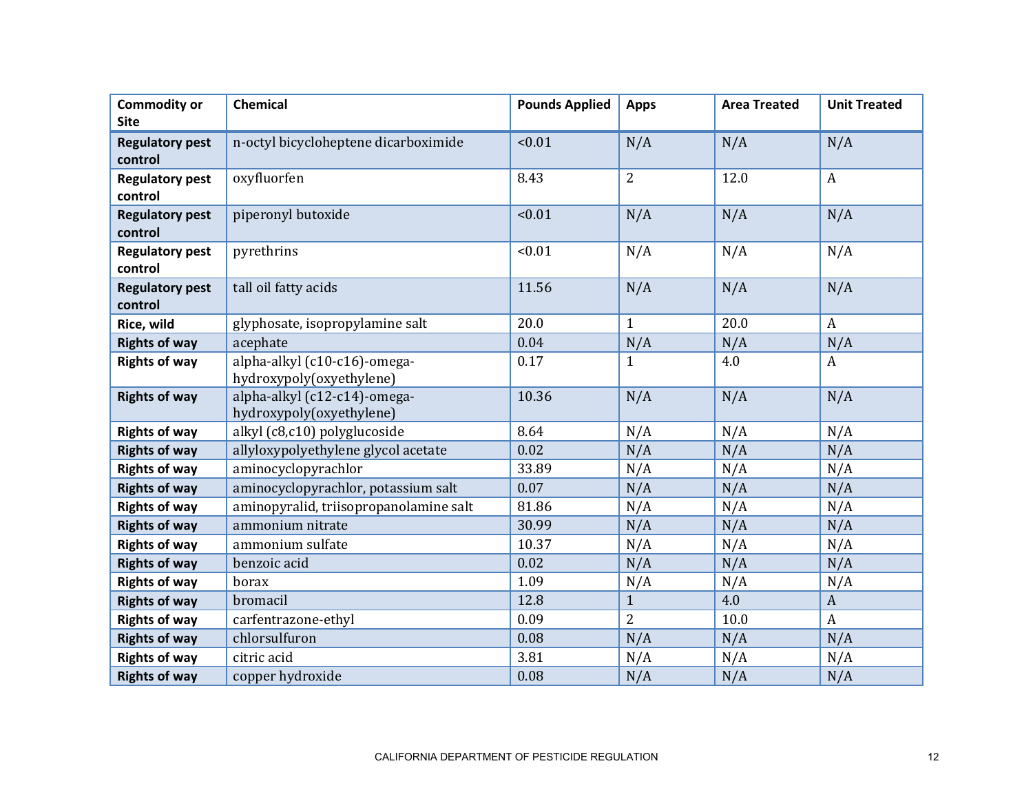| Commodity or Site | Chemical | Pounds Applied | Apps | Area Treated | Unit Treated |
|---|---|---|---|---|---|
| Regulatory pest control | n-octyl bicycloheptene dicarboximide | <0.01 | N/A | N/A | N/A |
| Regulatory pest control | oxyfluorfen | 8.43 | 2 | 12.0 | A |
| Regulatory pest control | piperonyl butoxide | <0.01 | N/A | N/A | N/A |
| Regulatory pest control | pyrethrins | <0.01 | N/A | N/A | N/A |
| Regulatory pest control | tall oil fatty acids | 11.56 | N/A | N/A | N/A |
| Rice, wild | glyphosate, isopropylamine salt | 20.0 | 1 | 20.0 | A |
| Rights of way | acephate | 0.04 | N/A | N/A | N/A |
| Rights of way | alpha-alkyl (c10-c16)-omega-hydroxypoly(oxyethylene) | 0.17 | 1 | 4.0 | A |
| Rights of way | alpha-alkyl (c12-c14)-omega-hydroxypoly(oxyethylene) | 10.36 | N/A | N/A | N/A |
| Rights of way | alkyl (c8,c10) polyglucoside | 8.64 | N/A | N/A | N/A |
| Rights of way | allyloxypolyethylene glycol acetate | 0.02 | N/A | N/A | N/A |
| Rights of way | aminocyclopyrachlor | 33.89 | N/A | N/A | N/A |
| Rights of way | aminocyclopyrachlor, potassium salt | 0.07 | N/A | N/A | N/A |
| Rights of way | aminopyralid, triisopropanolamine salt | 81.86 | N/A | N/A | N/A |
| Rights of way | ammonium nitrate | 30.99 | N/A | N/A | N/A |
| Rights of way | ammonium sulfate | 10.37 | N/A | N/A | N/A |
| Rights of way | benzoic acid | 0.02 | N/A | N/A | N/A |
| Rights of way | borax | 1.09 | N/A | N/A | N/A |
| Rights of way | bromacil | 12.8 | 1 | 4.0 | A |
| Rights of way | carfentrazone-ethyl | 0.09 | 2 | 10.0 | A |
| Rights of way | chlorsulfuron | 0.08 | N/A | N/A | N/A |
| Rights of way | citric acid | 3.81 | N/A | N/A | N/A |
| Rights of way | copper hydroxide | 0.08 | N/A | N/A | N/A |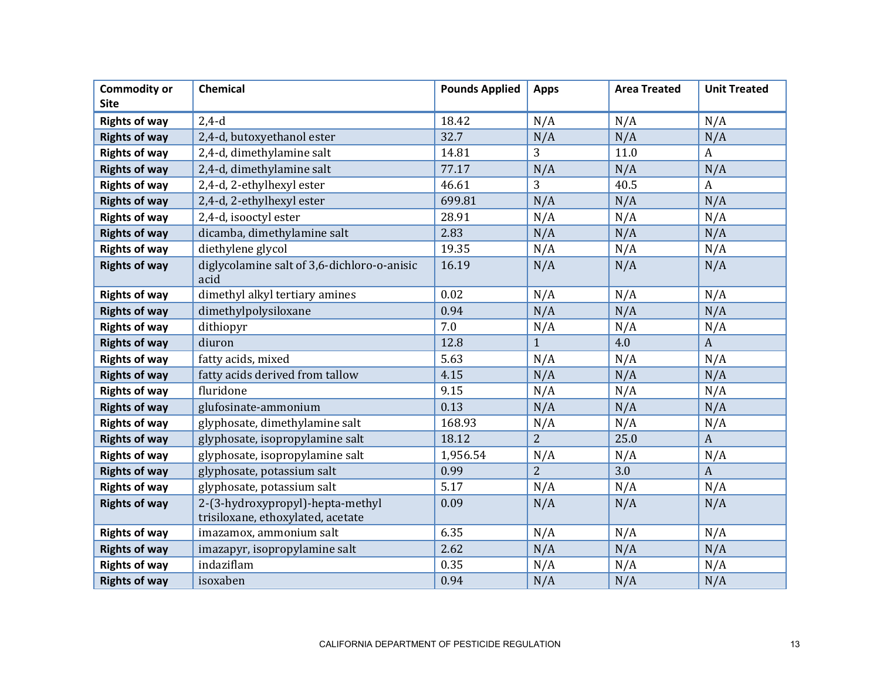| Commodity or Site | Chemical | Pounds Applied | Apps | Area Treated | Unit Treated |
|---|---|---|---|---|---|
| **Rights of way** | 2,4-d | 18.42 | N/A | N/A | N/A |
| **Rights of way** | 2,4-d, butoxyethanol ester | 32.7 | N/A | N/A | N/A |
| **Rights of way** | 2,4-d, dimethylamine salt | 14.81 | 3 | 11.0 | A |
| **Rights of way** | 2,4-d, dimethylamine salt | 77.17 | N/A | N/A | N/A |
| **Rights of way** | 2,4-d, 2-ethylhexyl ester | 46.61 | 3 | 40.5 | A |
| **Rights of way** | 2,4-d, 2-ethylhexyl ester | 699.81 | N/A | N/A | N/A |
| **Rights of way** | 2,4-d, isooctyl ester | 28.91 | N/A | N/A | N/A |
| **Rights of way** | dicamba, dimethylamine salt | 2.83 | N/A | N/A | N/A |
| **Rights of way** | diethylene glycol | 19.35 | N/A | N/A | N/A |
| **Rights of way** | diglycolamine salt of 3,6-dichloro-o-anisic acid | 16.19 | N/A | N/A | N/A |
| **Rights of way** | dimethyl alkyl tertiary amines | 0.02 | N/A | N/A | N/A |
| **Rights of way** | dimethylpolysiloxane | 0.94 | N/A | N/A | N/A |
| **Rights of way** | dithiopyr | 7.0 | N/A | N/A | N/A |
| **Rights of way** | diuron | 12.8 | 1 | 4.0 | A |
| **Rights of way** | fatty acids, mixed | 5.63 | N/A | N/A | N/A |
| **Rights of way** | fatty acids derived from tallow | 4.15 | N/A | N/A | N/A |
| **Rights of way** | fluridone | 9.15 | N/A | N/A | N/A |
| **Rights of way** | glufosinate-ammonium | 0.13 | N/A | N/A | N/A |
| **Rights of way** | glyphosate, dimethylamine salt | 168.93 | N/A | N/A | N/A |
| **Rights of way** | glyphosate, isopropylamine salt | 18.12 | 2 | 25.0 | A |
| **Rights of way** | glyphosate, isopropylamine salt | 1,956.54 | N/A | N/A | N/A |
| **Rights of way** | glyphosate, potassium salt | 0.99 | 2 | 3.0 | A |
| **Rights of way** | glyphosate, potassium salt | 5.17 | N/A | N/A | N/A |
| **Rights of way** | 2-(3-hydroxypropyl)-hepta-methyl trisiloxane, ethoxylated, acetate | 0.09 | N/A | N/A | N/A |
| **Rights of way** | imazamox, ammonium salt | 6.35 | N/A | N/A | N/A |
| **Rights of way** | imazapyr, isopropylamine salt | 2.62 | N/A | N/A | N/A |
| **Rights of way** | indaziflam | 0.35 | N/A | N/A | N/A |
| **Rights of way** | isoxaben | 0.94 | N/A | N/A | N/A |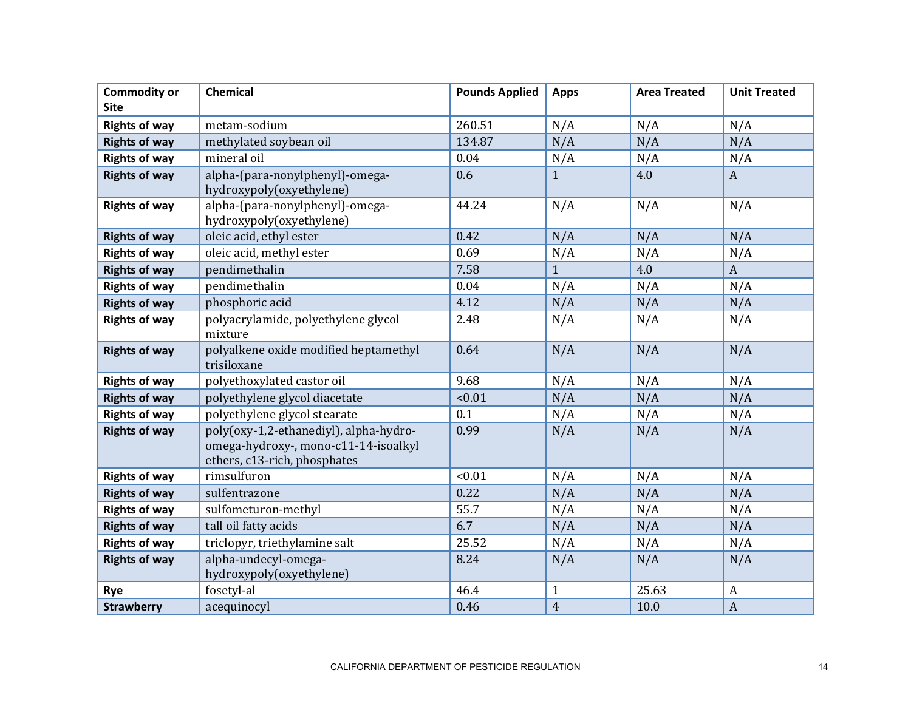| Commodity or Site | Chemical | Pounds Applied | Apps | Area Treated | Unit Treated |
|---|---|---|---|---|---|
| **Rights of way** | metam-sodium | 260.51 | N/A | N/A | N/A |
| **Rights of way** | methylated soybean oil | 134.87 | N/A | N/A | N/A |
| **Rights of way** | mineral oil | 0.04 | N/A | N/A | N/A |
| **Rights of way** | alpha-(para-nonylphenyl)-omega-hydroxypoly(oxyethylene) | 0.6 | 1 | 4.0 | A |
| **Rights of way** | alpha-(para-nonylphenyl)-omega-hydroxypoly(oxyethylene) | 44.24 | N/A | N/A | N/A |
| **Rights of way** | oleic acid, ethyl ester | 0.42 | N/A | N/A | N/A |
| **Rights of way** | oleic acid, methyl ester | 0.69 | N/A | N/A | N/A |
| **Rights of way** | pendimethalin | 7.58 | 1 | 4.0 | A |
| **Rights of way** | pendimethalin | 0.04 | N/A | N/A | N/A |
| **Rights of way** | phosphoric acid | 4.12 | N/A | N/A | N/A |
| **Rights of way** | polyacrylamide, polyethylene glycol mixture | 2.48 | N/A | N/A | N/A |
| **Rights of way** | polyalkene oxide modified heptamethyl trisiloxane | 0.64 | N/A | N/A | N/A |
| **Rights of way** | polyethoxylated castor oil | 9.68 | N/A | N/A | N/A |
| **Rights of way** | polyethylene glycol diacetate | <0.01 | N/A | N/A | N/A |
| **Rights of way** | polyethylene glycol stearate | 0.1 | N/A | N/A | N/A |
| **Rights of way** | poly(oxy-1,2-ethanediyl), alpha-hydro-omega-hydroxy-, mono-c11-14-isoalkyl ethers, c13-rich, phosphates | 0.99 | N/A | N/A | N/A |
| **Rights of way** | rimsulfuron | <0.01 | N/A | N/A | N/A |
| **Rights of way** | sulfentrazone | 0.22 | N/A | N/A | N/A |
| **Rights of way** | sulfometuron-methyl | 55.7 | N/A | N/A | N/A |
| **Rights of way** | tall oil fatty acids | 6.7 | N/A | N/A | N/A |
| **Rights of way** | triclopyr, triethylamine salt | 25.52 | N/A | N/A | N/A |
| **Rights of way** | alpha-undecyl-omega-hydroxypoly(oxyethylene) | 8.24 | N/A | N/A | N/A |
| **Rye** | fosetyl-al | 46.4 | 1 | 25.63 | A |
| **Strawberry** | acequinocyl | 0.46 | 4 | 10.0 | A |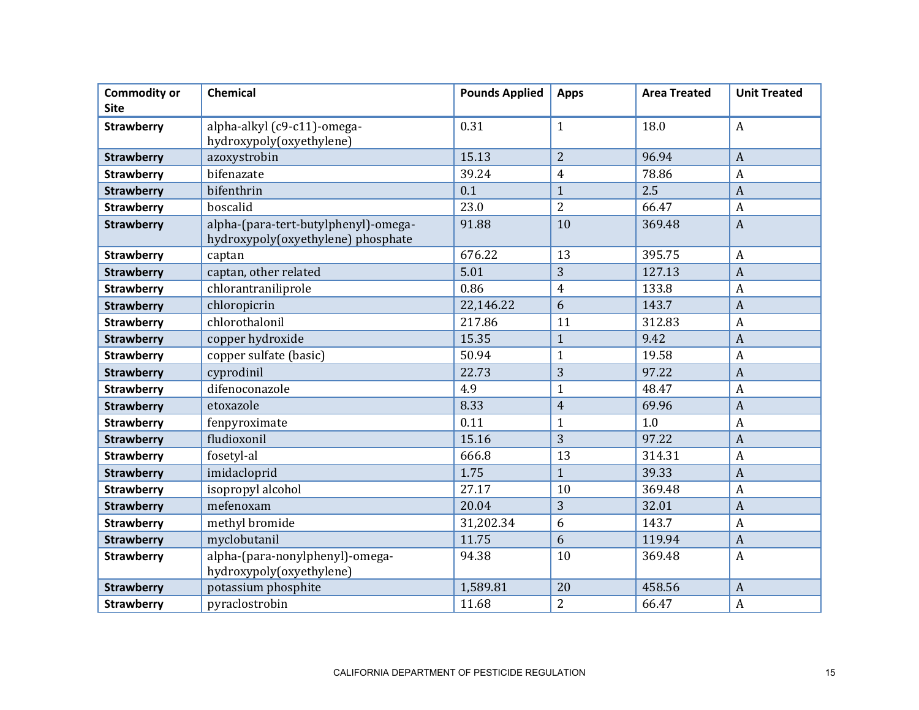| Commodity or Site | Chemical | Pounds Applied | Apps | Area Treated | Unit Treated |
|---|---|---|---|---|---|
| **Strawberry** | alpha-alkyl (c9-c11)-omega-hydroxypoly(oxyethylene) | 0.31 | 1 | 18.0 | A |
| **Strawberry** | azoxystrobin | 15.13 | 2 | 96.94 | A |
| **Strawberry** | bifenazate | 39.24 | 4 | 78.86 | A |
| **Strawberry** | bifenthrin | 0.1 | 1 | 2.5 | A |
| **Strawberry** | boscalid | 23.0 | 2 | 66.47 | A |
| **Strawberry** | alpha-(para-tert-butylphenyl)-omega-hydroxypoly(oxyethylene) phosphate | 91.88 | 10 | 369.48 | A |
| **Strawberry** | captan | 676.22 | 13 | 395.75 | A |
| **Strawberry** | captan, other related | 5.01 | 3 | 127.13 | A |
| **Strawberry** | chlorantraniliprole | 0.86 | 4 | 133.8 | A |
| **Strawberry** | chloropicrin | 22,146.22 | 6 | 143.7 | A |
| **Strawberry** | chlorothalonil | 217.86 | 11 | 312.83 | A |
| **Strawberry** | copper hydroxide | 15.35 | 1 | 9.42 | A |
| **Strawberry** | copper sulfate (basic) | 50.94 | 1 | 19.58 | A |
| **Strawberry** | cyprodinil | 22.73 | 3 | 97.22 | A |
| **Strawberry** | difenoconazole | 4.9 | 1 | 48.47 | A |
| **Strawberry** | etoxazole | 8.33 | 4 | 69.96 | A |
| **Strawberry** | fenpyroximate | 0.11 | 1 | 1.0 | A |
| **Strawberry** | fludioxonil | 15.16 | 3 | 97.22 | A |
| **Strawberry** | fosetyl-al | 666.8 | 13 | 314.31 | A |
| **Strawberry** | imidacloprid | 1.75 | 1 | 39.33 | A |
| **Strawberry** | isopropyl alcohol | 27.17 | 10 | 369.48 | A |
| **Strawberry** | mefenoxam | 20.04 | 3 | 32.01 | A |
| **Strawberry** | methyl bromide | 31,202.34 | 6 | 143.7 | A |
| **Strawberry** | myclobutanil | 11.75 | 6 | 119.94 | A |
| **Strawberry** | alpha-(para-nonylphenyl)-omega-hydroxypoly(oxyethylene) | 94.38 | 10 | 369.48 | A |
| **Strawberry** | potassium phosphite | 1,589.81 | 20 | 458.56 | A |
| **Strawberry** | pyraclostrobin | 11.68 | 2 | 66.47 | A |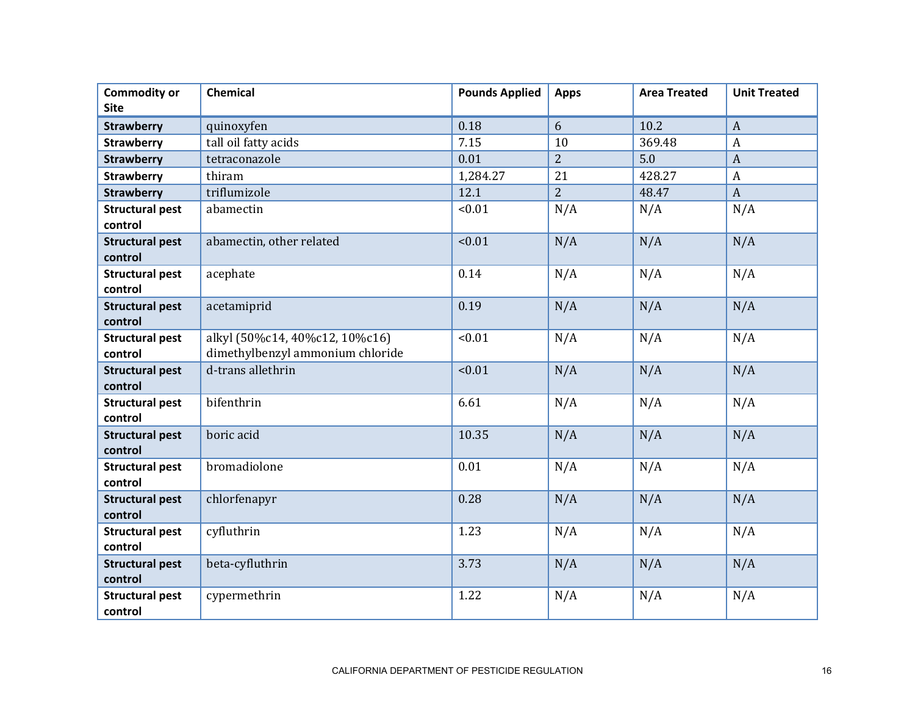| Commodity or Site | Chemical | Pounds Applied | Apps | Area Treated | Unit Treated |
|---|---|---|---|---|---|
| **Strawberry** | quinoxyfen | 0.18 | 6 | 10.2 | A |
| **Strawberry** | tall oil fatty acids | 7.15 | 10 | 369.48 | A |
| **Strawberry** | tetraconazole | 0.01 | 2 | 5.0 | A |
| **Strawberry** | thiram | 1,284.27 | 21 | 428.27 | A |
| **Strawberry** | triflumizole | 12.1 | 2 | 48.47 | A |
| **Structural pest control** | abamectin | <0.01 | N/A | N/A | N/A |
| **Structural pest control** | abamectin, other related | <0.01 | N/A | N/A | N/A |
| **Structural pest control** | acephate | 0.14 | N/A | N/A | N/A |
| **Structural pest control** | acetamiprid | 0.19 | N/A | N/A | N/A |
| **Structural pest control** | alkyl (50%c14, 40%c12, 10%c16) dimethylbenzyl ammonium chloride | <0.01 | N/A | N/A | N/A |
| **Structural pest control** | d-trans allethrin | <0.01 | N/A | N/A | N/A |
| **Structural pest control** | bifenthrin | 6.61 | N/A | N/A | N/A |
| **Structural pest control** | boric acid | 10.35 | N/A | N/A | N/A |
| **Structural pest control** | bromadiolone | 0.01 | N/A | N/A | N/A |
| **Structural pest control** | chlorfenapyr | 0.28 | N/A | N/A | N/A |
| **Structural pest control** | cyfluthrin | 1.23 | N/A | N/A | N/A |
| **Structural pest control** | beta-cyfluthrin | 3.73 | N/A | N/A | N/A |
| **Structural pest control** | cypermethrin | 1.22 | N/A | N/A | N/A |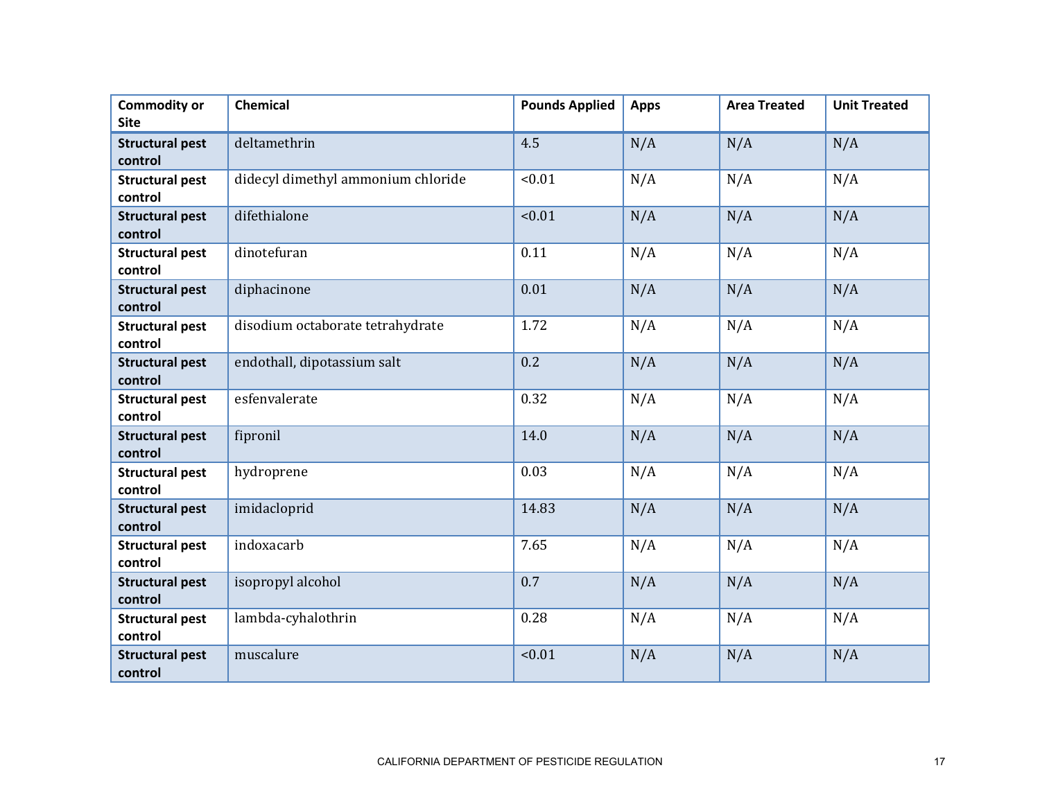| Commodity or Site | Chemical | Pounds Applied | Apps | Area Treated | Unit Treated |
|---|---|---|---|---|---|
| **Structural pest control** | deltamethrin | 4.5 | N/A | N/A | N/A |
| **Structural pest control** | didecyl dimethyl ammonium chloride | <0.01 | N/A | N/A | N/A |
| **Structural pest control** | difethialone | <0.01 | N/A | N/A | N/A |
| **Structural pest control** | dinotefuran | 0.11 | N/A | N/A | N/A |
| **Structural pest control** | diphacinone | 0.01 | N/A | N/A | N/A |
| **Structural pest control** | disodium octaborate tetrahydrate | 1.72 | N/A | N/A | N/A |
| **Structural pest control** | endothall, dipotassium salt | 0.2 | N/A | N/A | N/A |
| **Structural pest control** | esfenvalerate | 0.32 | N/A | N/A | N/A |
| **Structural pest control** | fipronil | 14.0 | N/A | N/A | N/A |
| **Structural pest control** | hydroprene | 0.03 | N/A | N/A | N/A |
| **Structural pest control** | imidacloprid | 14.83 | N/A | N/A | N/A |
| **Structural pest control** | indoxacarb | 7.65 | N/A | N/A | N/A |
| **Structural pest control** | isopropyl alcohol | 0.7 | N/A | N/A | N/A |
| **Structural pest control** | lambda-cyhalothrin | 0.28 | N/A | N/A | N/A |
| **Structural pest control** | muscalure | <0.01 | N/A | N/A | N/A |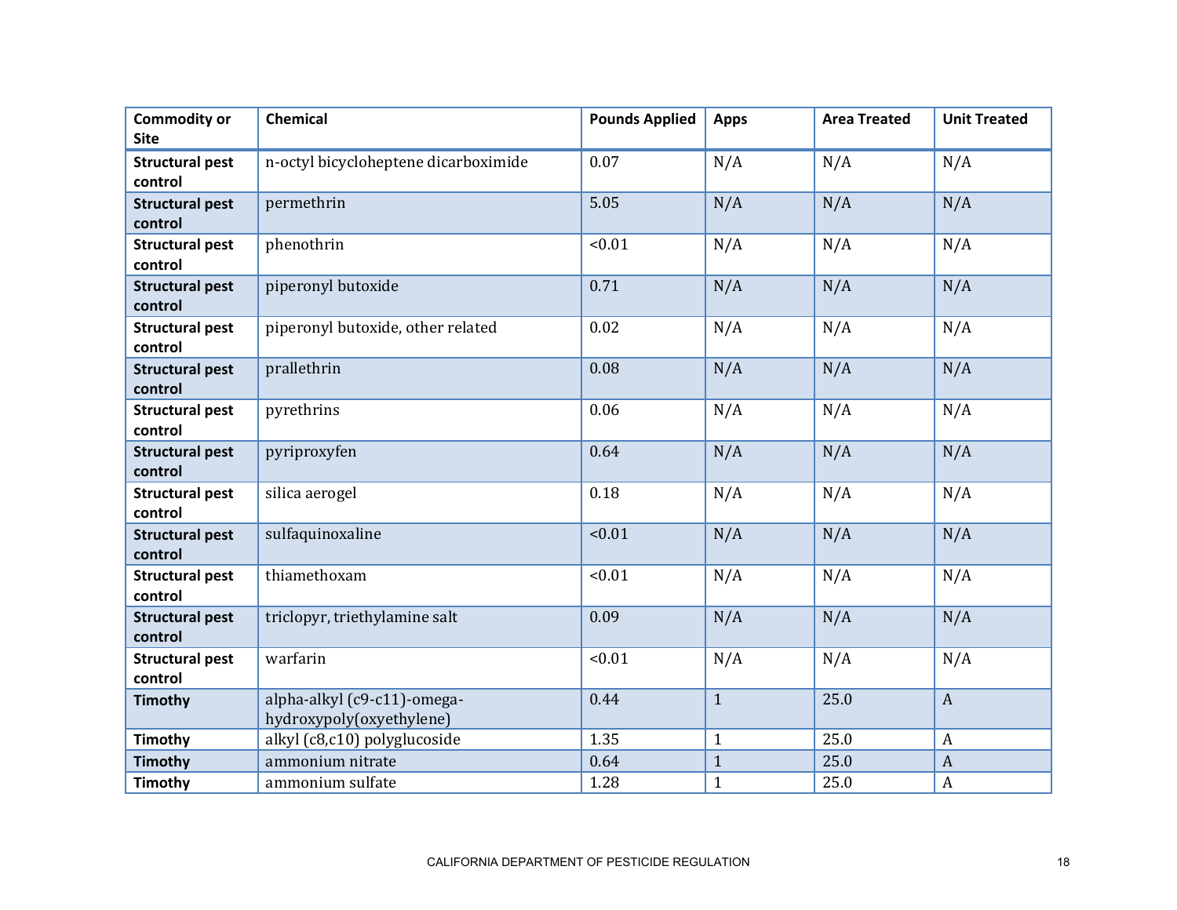| Commodity or Site | Chemical | Pounds Applied | Apps | Area Treated | Unit Treated |
|---|---|---|---|---|---|
| **Structural pest control** | n-octyl bicycloheptene dicarboximide | 0.07 | N/A | N/A | N/A |
| **Structural pest control** | permethrin | 5.05 | N/A | N/A | N/A |
| **Structural pest control** | phenothrin | <0.01 | N/A | N/A | N/A |
| **Structural pest control** | piperonyl butoxide | 0.71 | N/A | N/A | N/A |
| **Structural pest control** | piperonyl butoxide, other related | 0.02 | N/A | N/A | N/A |
| **Structural pest control** | prallethrin | 0.08 | N/A | N/A | N/A |
| **Structural pest control** | pyrethrins | 0.06 | N/A | N/A | N/A |
| **Structural pest control** | pyriproxyfen | 0.64 | N/A | N/A | N/A |
| **Structural pest control** | silica aerogel | 0.18 | N/A | N/A | N/A |
| **Structural pest control** | sulfaquinoxaline | <0.01 | N/A | N/A | N/A |
| **Structural pest control** | thiamethoxam | <0.01 | N/A | N/A | N/A |
| **Structural pest control** | triclopyr, triethylamine salt | 0.09 | N/A | N/A | N/A |
| **Structural pest control** | warfarin | <0.01 | N/A | N/A | N/A |
| **Timothy** | alpha-alkyl (c9-c11)-omega-hydroxypoly(oxyethylene) | 0.44 | 1 | 25.0 | A |
| **Timothy** | alkyl (c8,c10) polyglucoside | 1.35 | 1 | 25.0 | A |
| **Timothy** | ammonium nitrate | 0.64 | 1 | 25.0 | A |
| **Timothy** | ammonium sulfate | 1.28 | 1 | 25.0 | A |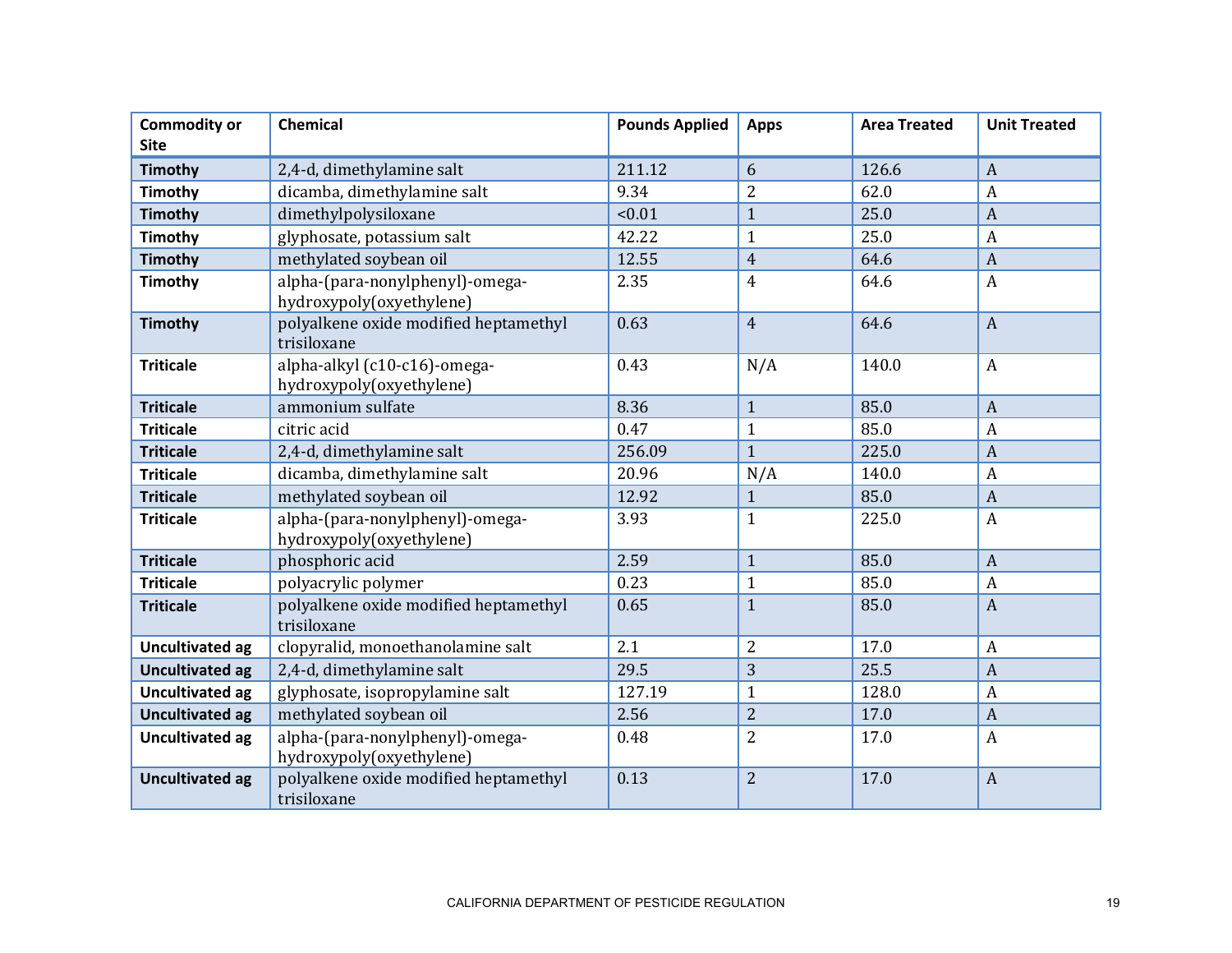| Commodity or Site | Chemical | Pounds Applied | Apps | Area Treated | Unit Treated |
|---|---|---|---|---|---|
| **Timothy** | 2,4-d, dimethylamine salt | 211.12 | 6 | 126.6 | A |
| **Timothy** | dicamba, dimethylamine salt | 9.34 | 2 | 62.0 | A |
| **Timothy** | dimethylpolysiloxane | <0.01 | 1 | 25.0 | A |
| **Timothy** | glyphosate, potassium salt | 42.22 | 1 | 25.0 | A |
| **Timothy** | methylated soybean oil | 12.55 | 4 | 64.6 | A |
| **Timothy** | alpha-(para-nonylphenyl)-omega-hydroxypoly(oxyethylene) | 2.35 | 4 | 64.6 | A |
| **Timothy** | polyalkene oxide modified heptamethyl trisiloxane | 0.63 | 4 | 64.6 | A |
| **Triticale** | alpha-alkyl (c10-c16)-omega-hydroxypoly(oxyethylene) | 0.43 | N/A | 140.0 | A |
| **Triticale** | ammonium sulfate | 8.36 | 1 | 85.0 | A |
| **Triticale** | citric acid | 0.47 | 1 | 85.0 | A |
| **Triticale** | 2,4-d, dimethylamine salt | 256.09 | 1 | 225.0 | A |
| **Triticale** | dicamba, dimethylamine salt | 20.96 | N/A | 140.0 | A |
| **Triticale** | methylated soybean oil | 12.92 | 1 | 85.0 | A |
| **Triticale** | alpha-(para-nonylphenyl)-omega-hydroxypoly(oxyethylene) | 3.93 | 1 | 225.0 | A |
| **Triticale** | phosphoric acid | 2.59 | 1 | 85.0 | A |
| **Triticale** | polyacrylic polymer | 0.23 | 1 | 85.0 | A |
| **Triticale** | polyalkene oxide modified heptamethyl trisiloxane | 0.65 | 1 | 85.0 | A |
| **Uncultivated ag** | clopyralid, monoethanolamine salt | 2.1 | 2 | 17.0 | A |
| **Uncultivated ag** | 2,4-d, dimethylamine salt | 29.5 | 3 | 25.5 | A |
| **Uncultivated ag** | glyphosate, isopropylamine salt | 127.19 | 1 | 128.0 | A |
| **Uncultivated ag** | methylated soybean oil | 2.56 | 2 | 17.0 | A |
| **Uncultivated ag** | alpha-(para-nonylphenyl)-omega-hydroxypoly(oxyethylene) | 0.48 | 2 | 17.0 | A |
| **Uncultivated ag** | polyalkene oxide modified heptamethyl trisiloxane | 0.13 | 2 | 17.0 | A |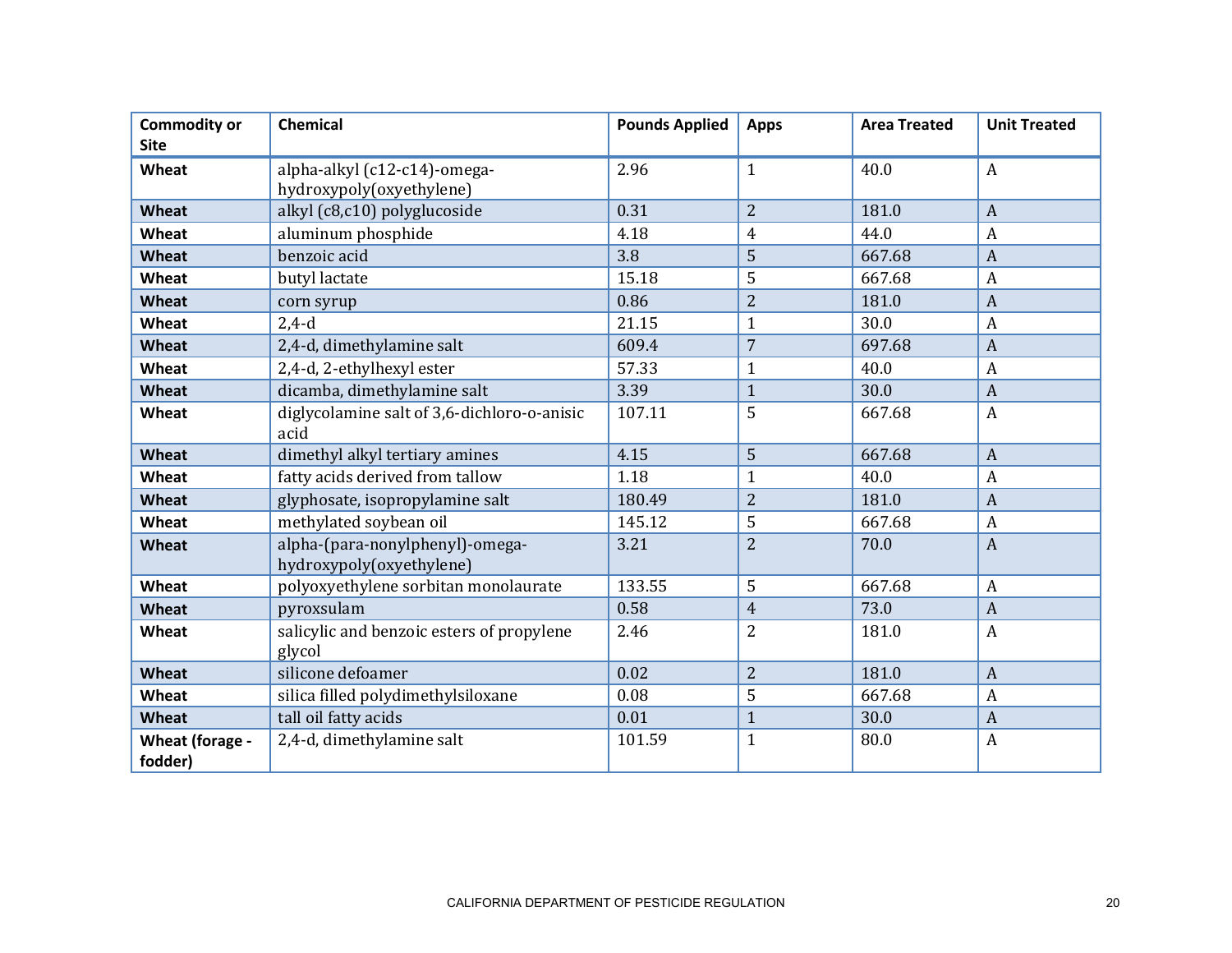| Commodity or Site | Chemical | Pounds Applied | Apps | Area Treated | Unit Treated |
|---|---|---|---|---|---|
| **Wheat** | alpha-alkyl (c12-c14)-omega-hydroxypoly(oxyethylene) | 2.96 | 1 | 40.0 | A |
| **Wheat** | alkyl (c8,c10) polyglucoside | 0.31 | 2 | 181.0 | A |
| **Wheat** | aluminum phosphide | 4.18 | 4 | 44.0 | A |
| **Wheat** | benzoic acid | 3.8 | 5 | 667.68 | A |
| **Wheat** | butyl lactate | 15.18 | 5 | 667.68 | A |
| **Wheat** | corn syrup | 0.86 | 2 | 181.0 | A |
| **Wheat** | 2,4-d | 21.15 | 1 | 30.0 | A |
| **Wheat** | 2,4-d, dimethylamine salt | 609.4 | 7 | 697.68 | A |
| **Wheat** | 2,4-d, 2-ethylhexyl ester | 57.33 | 1 | 40.0 | A |
| **Wheat** | dicamba, dimethylamine salt | 3.39 | 1 | 30.0 | A |
| **Wheat** | diglycolamine salt of 3,6-dichloro-o-anisic acid | 107.11 | 5 | 667.68 | A |
| **Wheat** | dimethyl alkyl tertiary amines | 4.15 | 5 | 667.68 | A |
| **Wheat** | fatty acids derived from tallow | 1.18 | 1 | 40.0 | A |
| **Wheat** | glyphosate, isopropylamine salt | 180.49 | 2 | 181.0 | A |
| **Wheat** | methylated soybean oil | 145.12 | 5 | 667.68 | A |
| **Wheat** | alpha-(para-nonylphenyl)-omega-hydroxypoly(oxyethylene) | 3.21 | 2 | 70.0 | A |
| **Wheat** | polyoxyethylene sorbitan monolaurate | 133.55 | 5 | 667.68 | A |
| **Wheat** | pyroxsulam | 0.58 | 4 | 73.0 | A |
| **Wheat** | salicylic and benzoic esters of propylene glycol | 2.46 | 2 | 181.0 | A |
| **Wheat** | silicone defoamer | 0.02 | 2 | 181.0 | A |
| **Wheat** | silica filled polydimethylsiloxane | 0.08 | 5 | 667.68 | A |
| **Wheat** | tall oil fatty acids | 0.01 | 1 | 30.0 | A |
| **Wheat (forage - fodder)** | 2,4-d, dimethylamine salt | 101.59 | 1 | 80.0 | A |